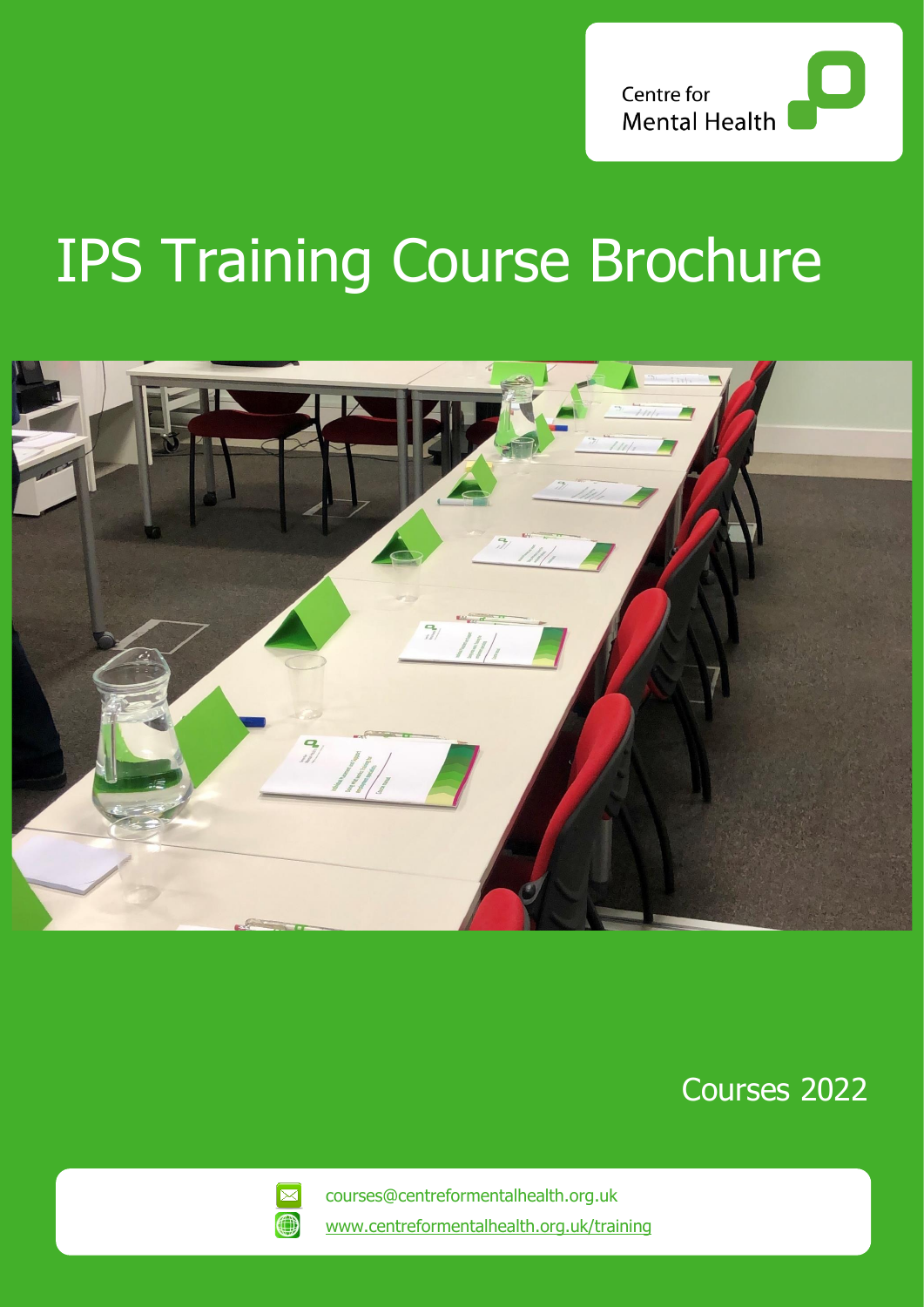Centre for Mental Health

# IPS Training Course Brochure

Courses 2022

courses@centreformentalhealth.org.uk

www.centreformentalhealth.org.uk/training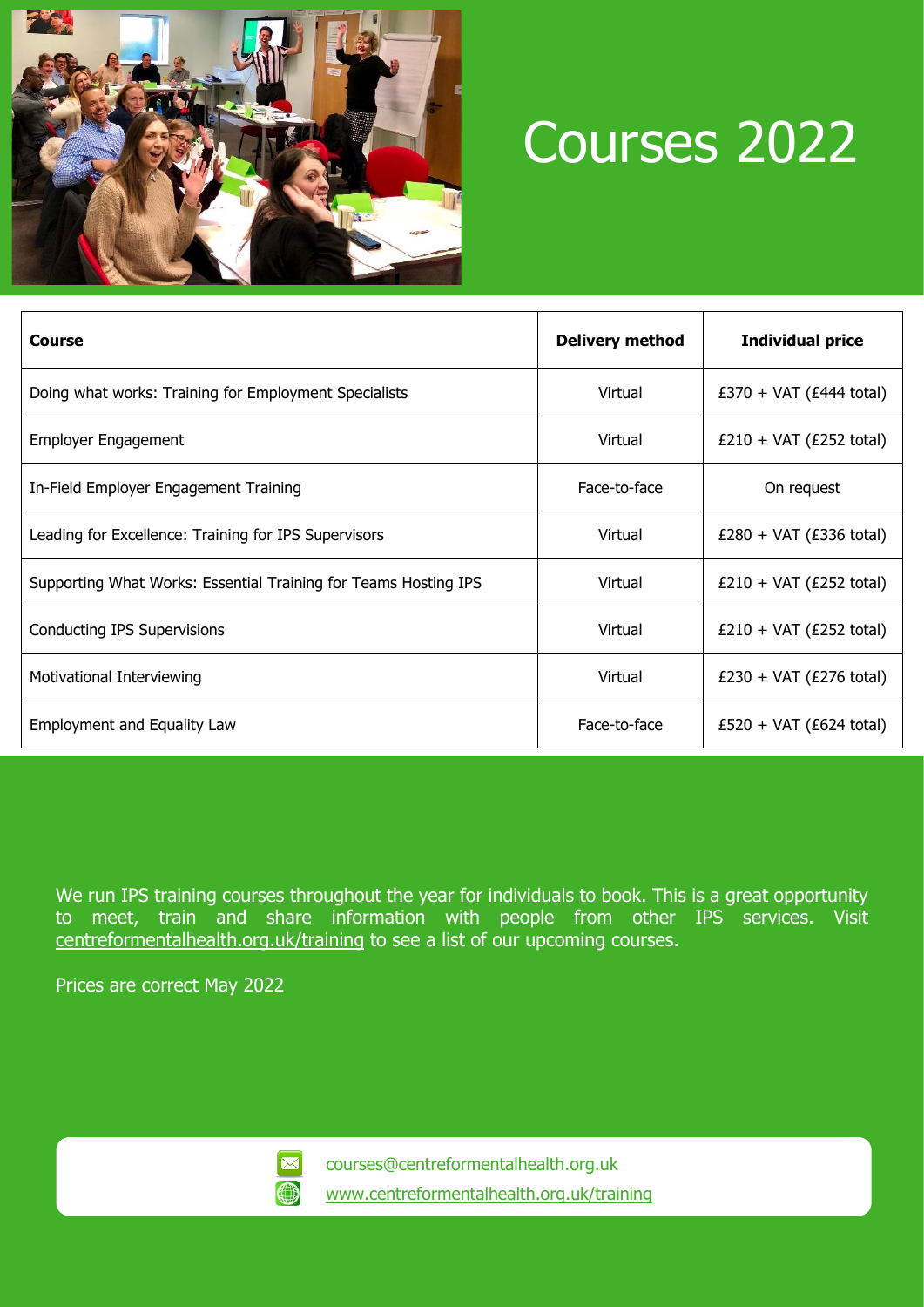# Courses 2022

| Course | Delivery method | Individual price |
|---|---|---|
| Doing what works: Training for Employment Specialists | Virtual | £370 + VAT (£444 total) |
| Employer Engagement | Virtual | £210 + VAT (£252 total) |
| In-Field Employer Engagement Training | Face-to-face | On request |
| Leading for Excellence: Training for IPS Supervisors | Virtual | £280 + VAT (£336 total) |
| Supporting What Works: Essential Training for Teams Hosting IPS | Virtual | £210 + VAT (£252 total) |
| Conducting IPS Supervisions | Virtual | £210 + VAT (£252 total) |
| Motivational Interviewing | Virtual | £230 + VAT (£276 total) |
| Employment and Equality Law | Face-to-face | £520 + VAT (£624 total) |

We run IPS training courses throughout the year for individuals to book. This is a great opportunity to meet, train and share information with people from other IPS services. Visit centreformentalhealth.org.uk/training to see a list of our upcoming courses.

Prices are correct May 2022

courses@centreformentalhealth.org.uk

www.centreformentalhealth.org.uk/training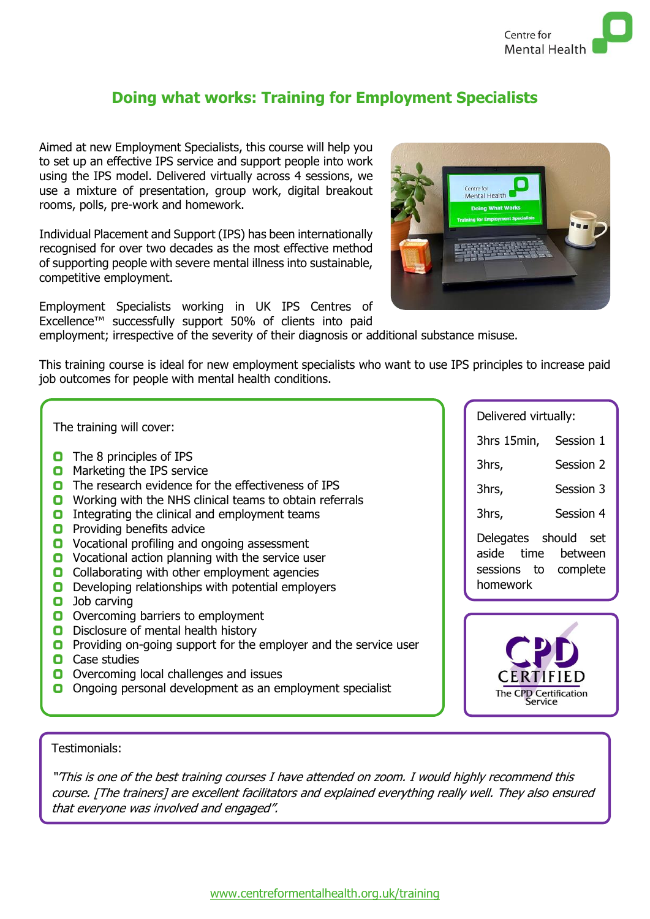# Doing what works: Training for Employment Specialists

Aimed at new Employment Specialists, this course will help you to set up an effective IPS service and support people into work using the IPS model. Delivered virtually across 4 sessions, we use a mixture of presentation, group work, digital breakout rooms, polls, pre-work and homework.

Individual Placement and Support (IPS) has been internationally recognised for over two decades as the most effective method of supporting people with severe mental illness into sustainable, competitive employment.

Employment Specialists working in UK IPS Centres of Excellence™ successfully support 50% of clients into paid employment; irrespective of the severity of their diagnosis or additional substance misuse.

This training course is ideal for new employment specialists who want to use IPS principles to increase paid job outcomes for people with mental health conditions.

The training will cover:

- The 8 principles of IPS
- Marketing the IPS service
- The research evidence for the effectiveness of IPS
- Working with the NHS clinical teams to obtain referrals
- Integrating the clinical and employment teams
- Providing benefits advice
- Vocational profiling and ongoing assessment
- Vocational action planning with the service user
- Collaborating with other employment agencies
- Developing relationships with potential employers
- Job carving
- Overcoming barriers to employment
- Disclosure of mental health history
- Providing on-going support for the employer and the service user
- Case studies
- Overcoming local challenges and issues
- Ongoing personal development as an employment specialist

Delivered virtually:

3hrs 15min, Session 1

3hrs, Session 2

3hrs, Session 3

3hrs, Session 4

Delegates should set aside time between sessions to complete homework

CPD CERTIFIED
The CPD Certification Service

Testimonials:

*"This is one of the best training courses I have attended on zoom. I would highly recommend this course. [The trainers] are excellent facilitators and explained everything really well. They also ensured that everyone was involved and engaged".*

www.centreformentalhealth.org.uk/training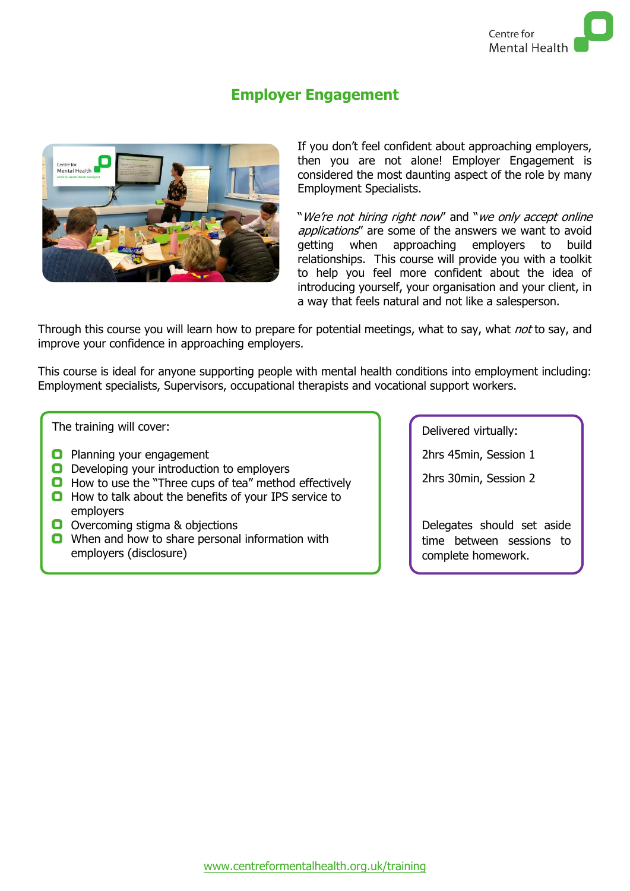# Employer Engagement

If you don't feel confident about approaching employers, then you are not alone! Employer Engagement is considered the most daunting aspect of the role by many Employment Specialists.

"*We're not hiring right now*" and "*we only accept online applications*" are some of the answers we want to avoid getting when approaching employers to build relationships. This course will provide you with a toolkit to help you feel more confident about the idea of introducing yourself, your organisation and your client, in a way that feels natural and not like a salesperson.

Through this course you will learn how to prepare for potential meetings, what to say, what *not* to say, and improve your confidence in approaching employers.

This course is ideal for anyone supporting people with mental health conditions into employment including: Employment specialists, Supervisors, occupational therapists and vocational support workers.

The training will cover:

- Planning your engagement
- Developing your introduction to employers
- How to use the "Three cups of tea" method effectively
- How to talk about the benefits of your IPS service to employers
- Overcoming stigma & objections
- When and how to share personal information with employers (disclosure)

Delivered virtually:

2hrs 45min, Session 1

2hrs 30min, Session 2

Delegates should set aside time between sessions to complete homework.

www.centreformentalhealth.org.uk/training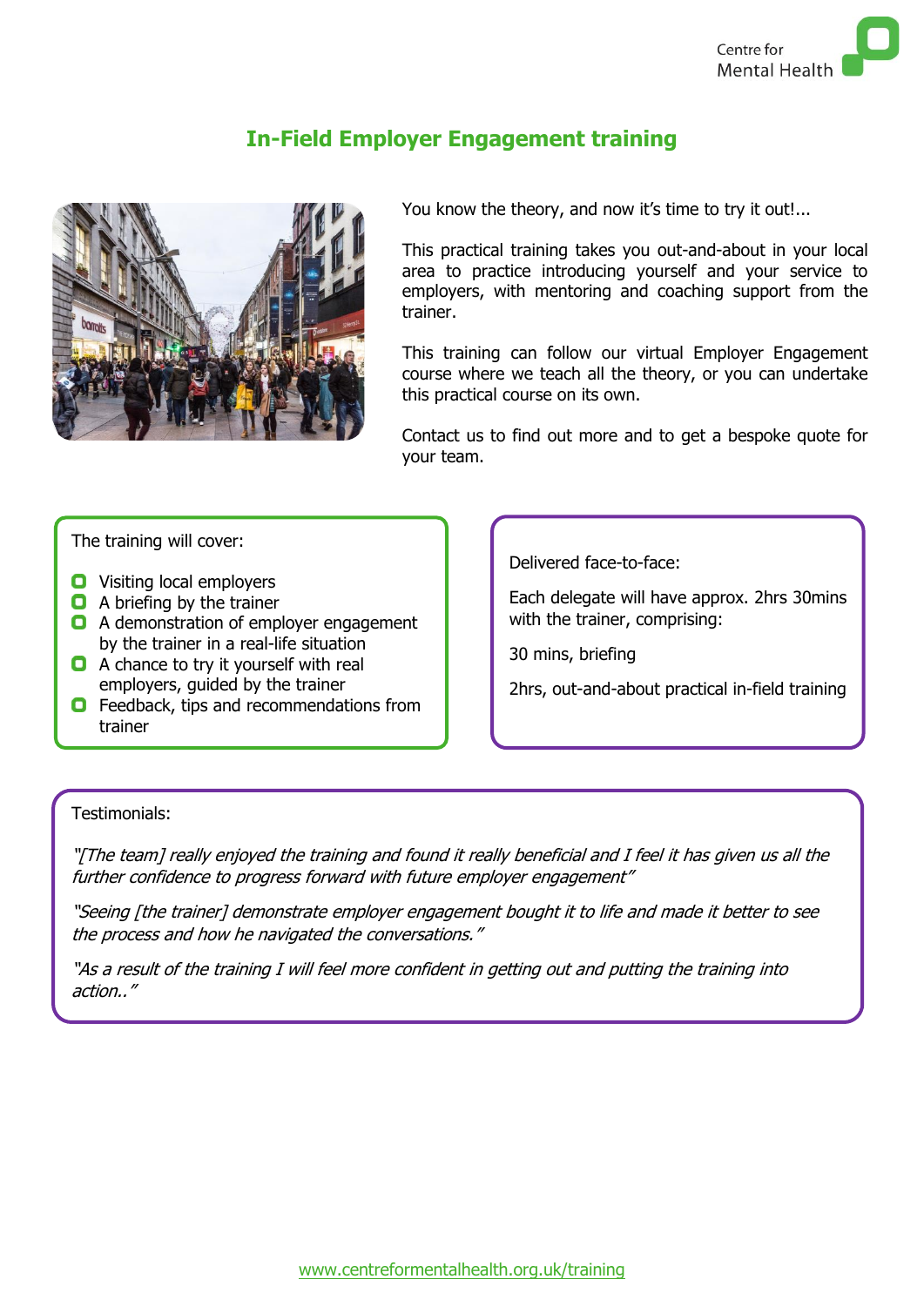# In-Field Employer Engagement training

You know the theory, and now it's time to try it out!...

This practical training takes you out-and-about in your local area to practice introducing yourself and your service to employers, with mentoring and coaching support from the trainer.

This training can follow our virtual Employer Engagement course where we teach all the theory, or you can undertake this practical course on its own.

Contact us to find out more and to get a bespoke quote for your team.

The training will cover:

- Visiting local employers
- A briefing by the trainer
- A demonstration of employer engagement by the trainer in a real-life situation
- A chance to try it yourself with real employers, guided by the trainer
- Feedback, tips and recommendations from trainer

Delivered face-to-face:

Each delegate will have approx. 2hrs 30mins with the trainer, comprising:

30 mins, briefing

2hrs, out-and-about practical in-field training

Testimonials:

*"[The team] really enjoyed the training and found it really beneficial and I feel it has given us all the further confidence to progress forward with future employer engagement"*

*"Seeing [the trainer] demonstrate employer engagement bought it to life and made it better to see the process and how he navigated the conversations."*

*"As a result of the training I will feel more confident in getting out and putting the training into action.."*

www.centreformentalhealth.org.uk/training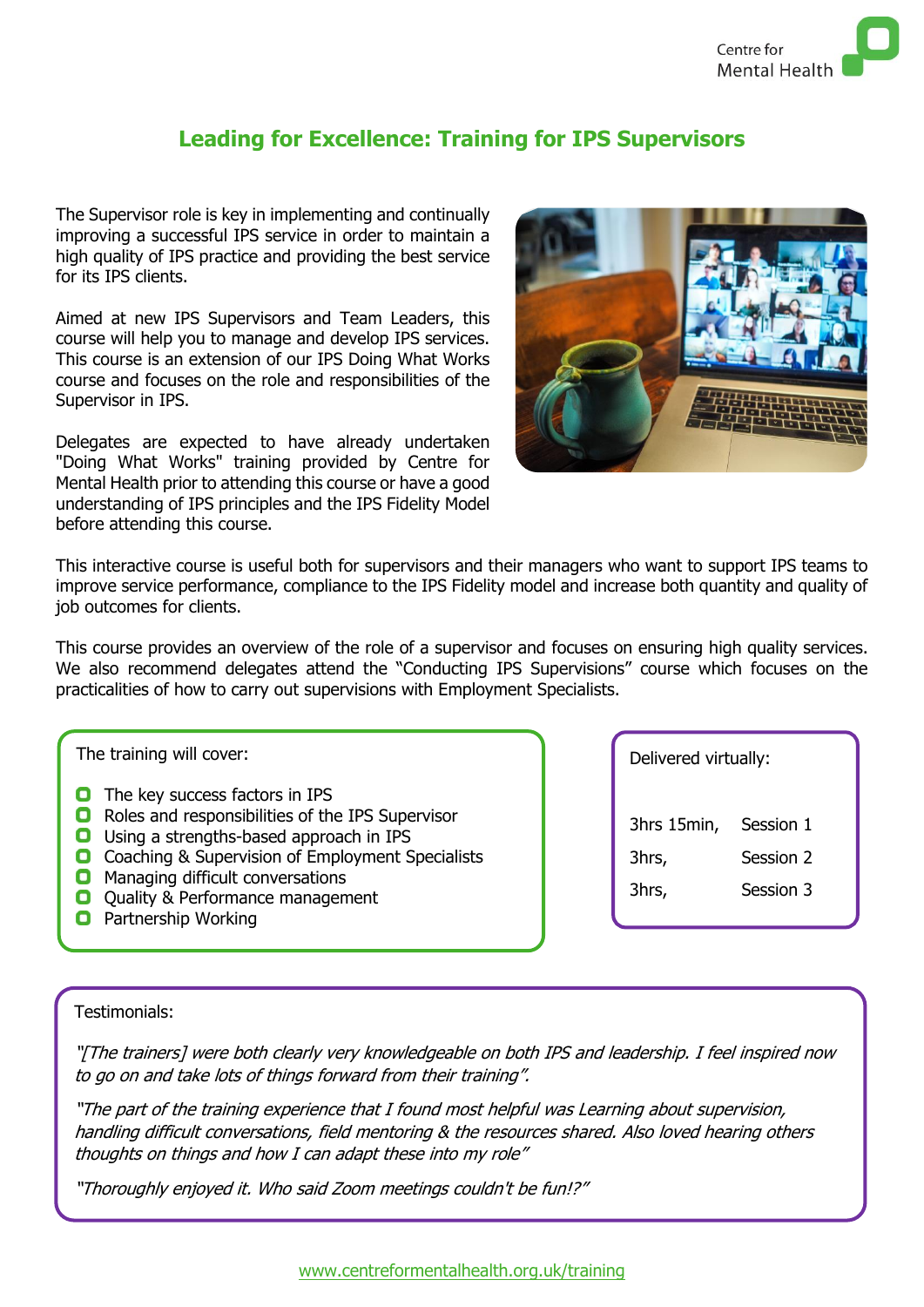Centre for Mental Health

# Leading for Excellence: Training for IPS Supervisors

The Supervisor role is key in implementing and continually improving a successful IPS service in order to maintain a high quality of IPS practice and providing the best service for its IPS clients.

Aimed at new IPS Supervisors and Team Leaders, this course will help you to manage and develop IPS services. This course is an extension of our IPS Doing What Works course and focuses on the role and responsibilities of the Supervisor in IPS.

Delegates are expected to have already undertaken "Doing What Works" training provided by Centre for Mental Health prior to attending this course or have a good understanding of IPS principles and the IPS Fidelity Model before attending this course.

This interactive course is useful both for supervisors and their managers who want to support IPS teams to improve service performance, compliance to the IPS Fidelity model and increase both quantity and quality of job outcomes for clients.

This course provides an overview of the role of a supervisor and focuses on ensuring high quality services. We also recommend delegates attend the "Conducting IPS Supervisions" course which focuses on the practicalities of how to carry out supervisions with Employment Specialists.

The training will cover:

- The key success factors in IPS
- Roles and responsibilities of the IPS Supervisor
- Using a strengths-based approach in IPS
- Coaching & Supervision of Employment Specialists
- Managing difficult conversations
- Quality & Performance management
- Partnership Working

Delivered virtually:

| | |
|---|---|
| 3hrs 15min, | Session 1 |
| 3hrs, | Session 2 |
| 3hrs, | Session 3 |

Testimonials:

*"[The trainers] were both clearly very knowledgeable on both IPS and leadership. I feel inspired now to go on and take lots of things forward from their training".*

*"The part of the training experience that I found most helpful was Learning about supervision, handling difficult conversations, field mentoring & the resources shared. Also loved hearing others thoughts on things and how I can adapt these into my role"*

*"Thoroughly enjoyed it. Who said Zoom meetings couldn't be fun!?"*

www.centreformentalhealth.org.uk/training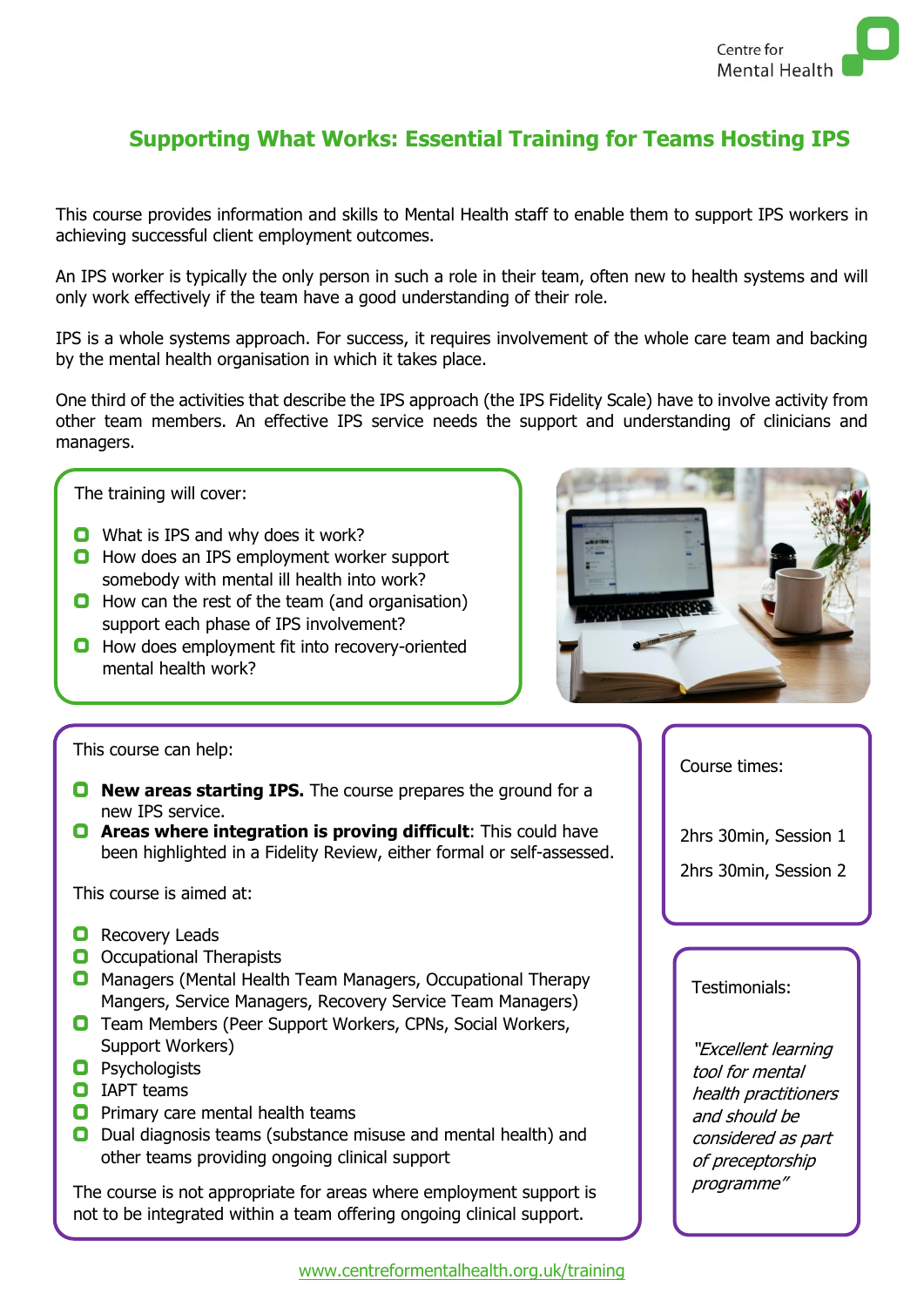Centre for Mental Health

# Supporting What Works: Essential Training for Teams Hosting IPS

This course provides information and skills to Mental Health staff to enable them to support IPS workers in achieving successful client employment outcomes.

An IPS worker is typically the only person in such a role in their team, often new to health systems and will only work effectively if the team have a good understanding of their role.

IPS is a whole systems approach. For success, it requires involvement of the whole care team and backing by the mental health organisation in which it takes place.

One third of the activities that describe the IPS approach (the IPS Fidelity Scale) have to involve activity from other team members. An effective IPS service needs the support and understanding of clinicians and managers.

The training will cover:

- What is IPS and why does it work?
- How does an IPS employment worker support somebody with mental ill health into work?
- How can the rest of the team (and organisation) support each phase of IPS involvement?
- How does employment fit into recovery-oriented mental health work?

This course can help:

- **New areas starting IPS.** The course prepares the ground for a new IPS service.
- **Areas where integration is proving difficult**: This could have been highlighted in a Fidelity Review, either formal or self-assessed.

This course is aimed at:

- Recovery Leads
- Occupational Therapists
- Managers (Mental Health Team Managers, Occupational Therapy Mangers, Service Managers, Recovery Service Team Managers)
- Team Members (Peer Support Workers, CPNs, Social Workers, Support Workers)
- Psychologists
- IAPT teams
- Primary care mental health teams
- Dual diagnosis teams (substance misuse and mental health) and other teams providing ongoing clinical support

The course is not appropriate for areas where employment support is not to be integrated within a team offering ongoing clinical support.

Course times:

2hrs 30min, Session 1

2hrs 30min, Session 2

Testimonials:

*"Excellent learning tool for mental health practitioners and should be considered as part of preceptorship programme"*

www.centreformentalhealth.org.uk/training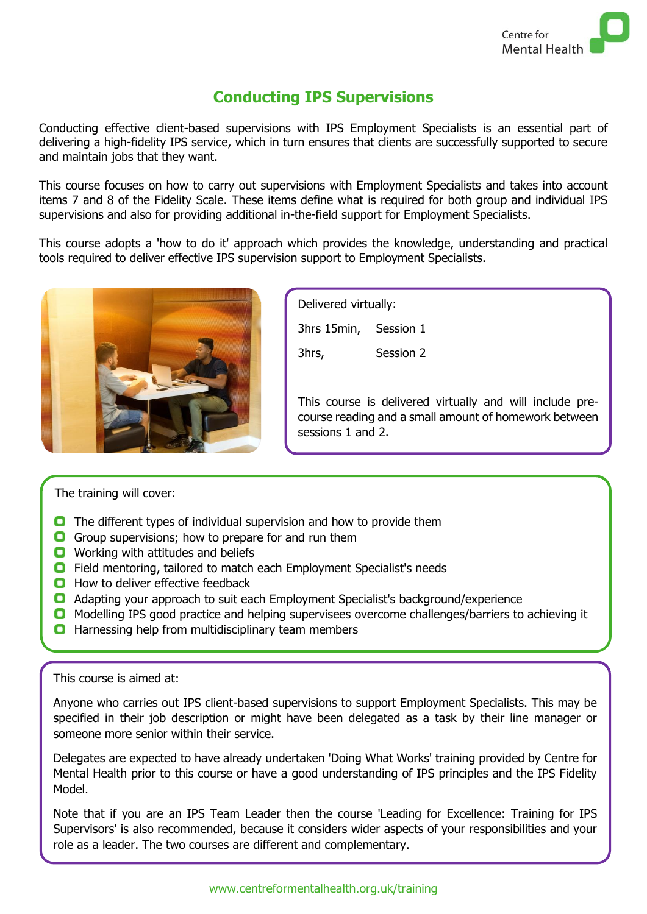# Conducting IPS Supervisions

Conducting effective client-based supervisions with IPS Employment Specialists is an essential part of delivering a high-fidelity IPS service, which in turn ensures that clients are successfully supported to secure and maintain jobs that they want.

This course focuses on how to carry out supervisions with Employment Specialists and takes into account items 7 and 8 of the Fidelity Scale. These items define what is required for both group and individual IPS supervisions and also for providing additional in-the-field support for Employment Specialists.

This course adopts a 'how to do it' approach which provides the knowledge, understanding and practical tools required to deliver effective IPS supervision support to Employment Specialists.

Delivered virtually:

3hrs 15min, Session 1

3hrs, Session 2

This course is delivered virtually and will include pre-course reading and a small amount of homework between sessions 1 and 2.

The training will cover:

- The different types of individual supervision and how to provide them
- Group supervisions; how to prepare for and run them
- Working with attitudes and beliefs
- Field mentoring, tailored to match each Employment Specialist's needs
- How to deliver effective feedback
- Adapting your approach to suit each Employment Specialist's background/experience
- Modelling IPS good practice and helping supervisees overcome challenges/barriers to achieving it
- Harnessing help from multidisciplinary team members

This course is aimed at:

Anyone who carries out IPS client-based supervisions to support Employment Specialists. This may be specified in their job description or might have been delegated as a task by their line manager or someone more senior within their service.

Delegates are expected to have already undertaken 'Doing What Works' training provided by Centre for Mental Health prior to this course or have a good understanding of IPS principles and the IPS Fidelity Model.

Note that if you are an IPS Team Leader then the course 'Leading for Excellence: Training for IPS Supervisors' is also recommended, because it considers wider aspects of your responsibilities and your role as a leader. The two courses are different and complementary.

www.centreformentalhealth.org.uk/training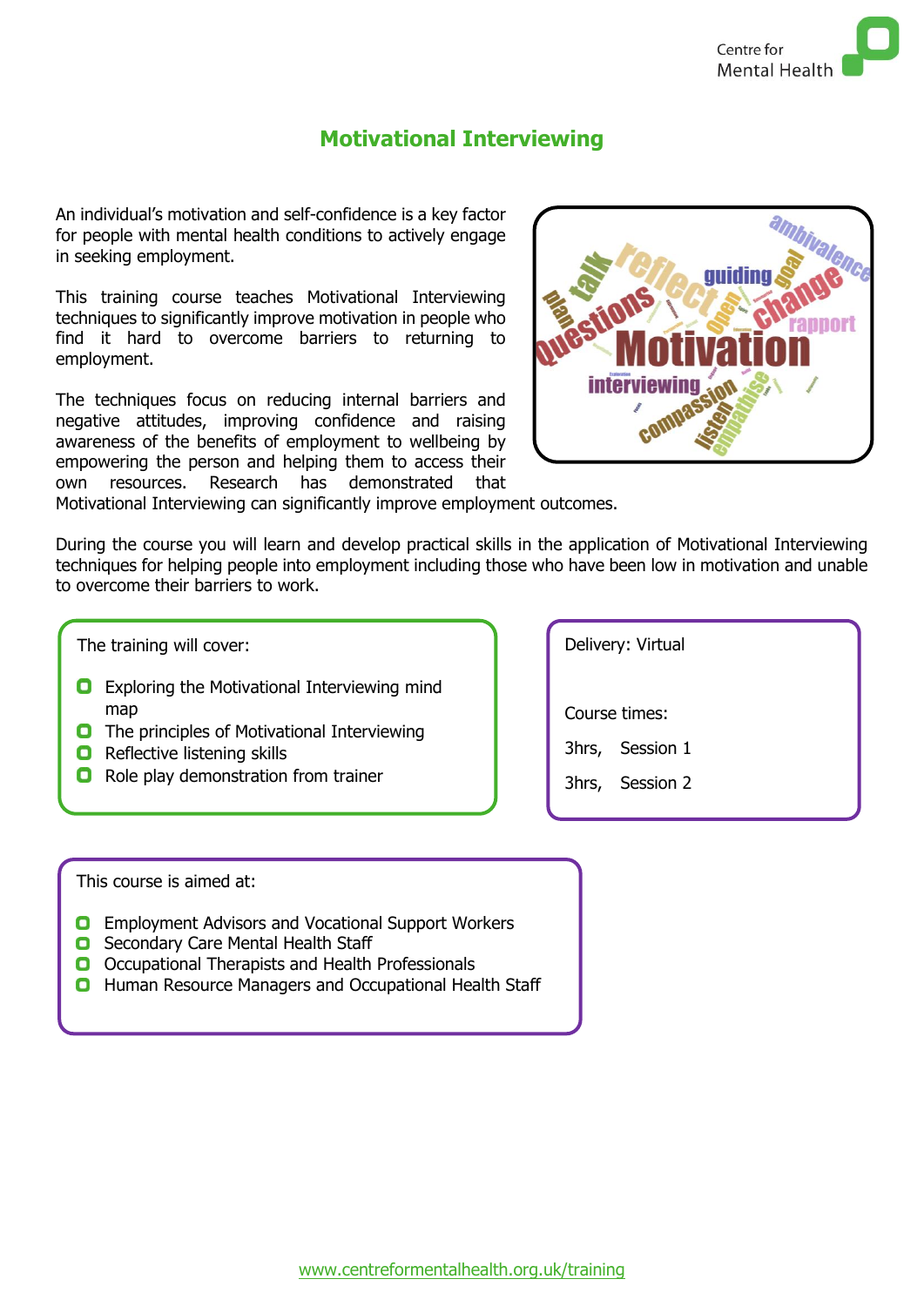# Motivational Interviewing

An individual's motivation and self-confidence is a key factor for people with mental health conditions to actively engage in seeking employment.

This training course teaches Motivational Interviewing techniques to significantly improve motivation in people who find it hard to overcome barriers to returning to employment.

The techniques focus on reducing internal barriers and negative attitudes, improving confidence and raising awareness of the benefits of employment to wellbeing by empowering the person and helping them to access their own resources. Research has demonstrated that Motivational Interviewing can significantly improve employment outcomes.

During the course you will learn and develop practical skills in the application of Motivational Interviewing techniques for helping people into employment including those who have been low in motivation and unable to overcome their barriers to work.

The training will cover:

- Exploring the Motivational Interviewing mind map
- The principles of Motivational Interviewing
- Reflective listening skills
- Role play demonstration from trainer

Delivery: Virtual

Course times:

3hrs, Session 1

3hrs, Session 2

This course is aimed at:

- Employment Advisors and Vocational Support Workers
- Secondary Care Mental Health Staff
- Occupational Therapists and Health Professionals
- Human Resource Managers and Occupational Health Staff

www.centreformentalhealth.org.uk/training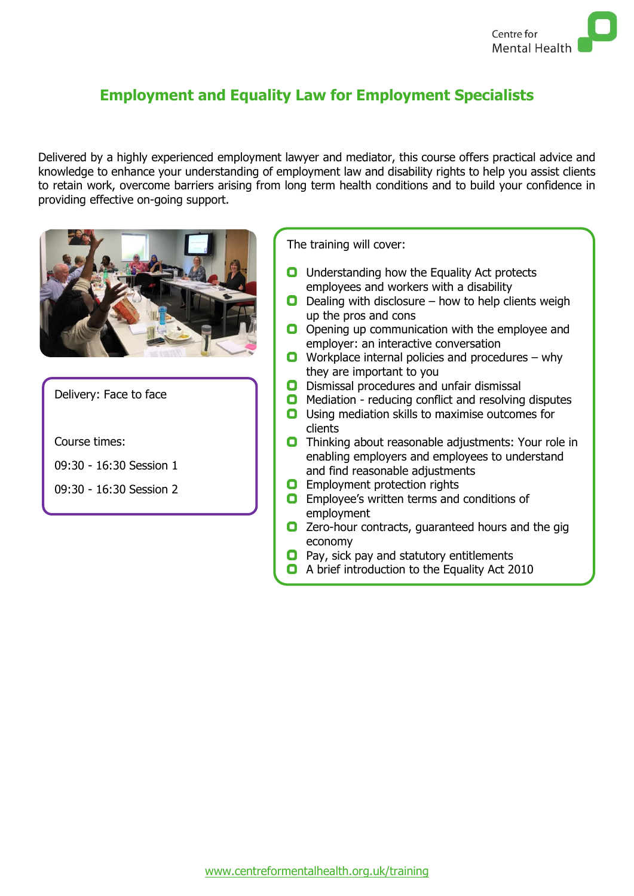# Employment and Equality Law for Employment Specialists

Delivered by a highly experienced employment lawyer and mediator, this course offers practical advice and knowledge to enhance your understanding of employment law and disability rights to help you assist clients to retain work, overcome barriers arising from long term health conditions and to build your confidence in providing effective on-going support.

Delivery: Face to face

Course times:

09:30 - 16:30 Session 1

09:30 - 16:30 Session 2

The training will cover:

- Understanding how the Equality Act protects employees and workers with a disability
- Dealing with disclosure – how to help clients weigh up the pros and cons
- Opening up communication with the employee and employer: an interactive conversation
- Workplace internal policies and procedures – why they are important to you
- Dismissal procedures and unfair dismissal
- Mediation - reducing conflict and resolving disputes
- Using mediation skills to maximise outcomes for clients
- Thinking about reasonable adjustments: Your role in enabling employers and employees to understand and find reasonable adjustments
- Employment protection rights
- Employee's written terms and conditions of employment
- Zero-hour contracts, guaranteed hours and the gig economy
- Pay, sick pay and statutory entitlements
- A brief introduction to the Equality Act 2010

www.centreformentalhealth.org.uk/training